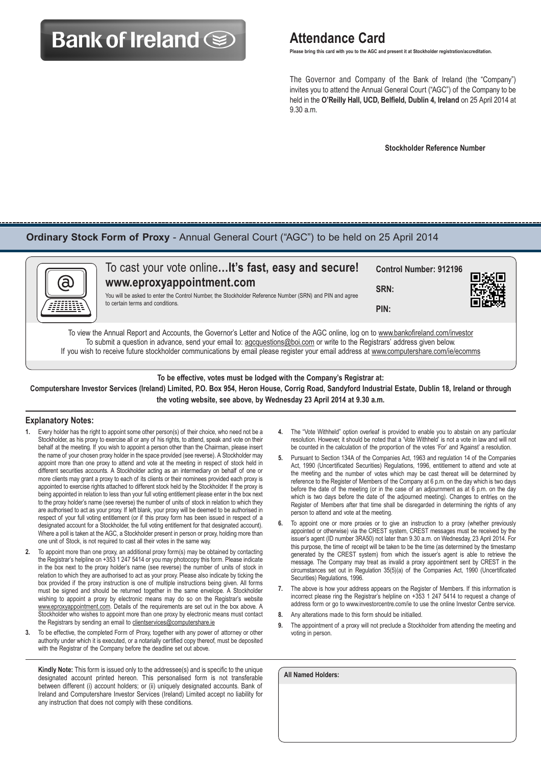# Bank of Ireland

## Attendance Card

**Please bring this card with you to the AGC and present it at Stockholder registration/accreditation.**

The Governor and Company of the Bank of Ireland (the "Company") invites you to attend the Annual General Court ("AGC") of the Company to be held in the **O'Reilly Hall, UCD, Belfield, Dublin 4, Ireland** on 25 April 2014 at 9.30 a.m.

**Stockholder Reference Number**

---

## Ordinary Stock Form of Proxy - Annual General Court ("AGC") to be held on 25 April 2014

To cast your vote online**...It's fast, easy and secure!**
**www.eproxyappointment.com**

You will be asked to enter the Control Number, the Stockholder Reference Number (SRN) and PIN and agree to certain terms and conditions.

**Control Number: 912196**

**SRN:**

**PIN:**

To view the Annual Report and Accounts, the Governor's Letter and Notice of the AGC online, log on to www.bankofireland.com/investor
To submit a question in advance, send your email to: agcquestions@boi.com or write to the Registrars' address given below.
If you wish to receive future stockholder communications by email please register your email address at www.computershare.com/ie/ecomms

**To be effective, votes must be lodged with the Company's Registrar at:**
**Computershare Investor Services (Ireland) Limited, P.O. Box 954, Heron House, Corrig Road, Sandyford Industrial Estate, Dublin 18, Ireland or through the voting website, see above, by Wednesday 23 April 2014 at 9.30 a.m.**

### Explanatory Notes:

1. Every holder has the right to appoint some other person(s) of their choice, who need not be a Stockholder, as his proxy to exercise all or any of his rights, to attend, speak and vote on their behalf at the meeting. If you wish to appoint a person other than the Chairman, please insert the name of your chosen proxy holder in the space provided (see reverse). A Stockholder may appoint more than one proxy to attend and vote at the meeting in respect of stock held in different securities accounts. A Stockholder acting as an intermediary on behalf of one or more clients may grant a proxy to each of its clients or their nominees provided each proxy is appointed to exercise rights attached to different stock held by the Stockholder. If the proxy is being appointed in relation to less than your full voting entitlement please enter in the box next to the proxy holder's name (see reverse) the number of units of stock in relation to which they are authorised to act as your proxy. If left blank, your proxy will be deemed to be authorised in respect of your full voting entitlement (or if this proxy form has been issued in respect of a designated account for a Stockholder, the full voting entitlement for that designated account). Where a poll is taken at the AGC, a Stockholder present in person or proxy, holding more than one unit of Stock, is not required to cast all their votes in the same way.
2. To appoint more than one proxy, an additional proxy form(s) may be obtained by contacting the Registrar's helpline on +353 1 247 5414 or you may photocopy this form. Please indicate in the box next to the proxy holder's name (see reverse) the number of units of stock in relation to which they are authorised to act as your proxy. Please also indicate by ticking the box provided if the proxy instruction is one of multiple instructions being given. All forms must be signed and should be returned together in the same envelope. A Stockholder wishing to appoint a proxy by electronic means may do so on the Registrar's website www.eproxyappointment.com. Details of the requirements are set out in the box above. A Stockholder who wishes to appoint more than one proxy by electronic means must contact the Registrars by sending an email to clientservices@computershare.ie
3. To be effective, the completed Form of Proxy, together with any power of attorney or other authority under which it is executed, or a notarially certified copy thereof, must be deposited with the Registrar of the Company before the deadline set out above.
4. The "Vote Withheld" option overleaf is provided to enable you to abstain on any particular resolution. However, it should be noted that a 'Vote Withheld' is not a vote in law and will not be counted in the calculation of the proportion of the votes 'For' and 'Against' a resolution.
5. Pursuant to Section 134A of the Companies Act, 1963 and regulation 14 of the Companies Act, 1990 (Uncertificated Securities) Regulations, 1996, entitlement to attend and vote at the meeting and the number of votes which may be cast thereat will be determined by reference to the Register of Members of the Company at 6 p.m. on the day which is two days before the date of the meeting (or in the case of an adjournment as at 6 p.m. on the day which is two days before the date of the adjourned meeting). Changes to entries on the Register of Members after that time shall be disregarded in determining the rights of any person to attend and vote at the meeting.
6. To appoint one or more proxies or to give an instruction to a proxy (whether previously appointed or otherwise) via the CREST system, CREST messages must be received by the issuer's agent (ID number 3RA50) not later than 9.30 a.m. on Wednesday, 23 April 2014. For this purpose, the time of receipt will be taken to be the time (as determined by the timestamp generated by the CREST system) from which the issuer's agent is able to retrieve the message. The Company may treat as invalid a proxy appointment sent by CREST in the circumstances set out in Regulation 35(5)(a) of the Companies Act, 1990 (Uncertificated Securities) Regulations, 1996.
7. The above is how your address appears on the Register of Members. If this information is incorrect please ring the Registrar's helpline on +353 1 247 5414 to request a change of address form or go to www.investorcentre.com/ie to use the online Investor Centre service.
8. Any alterations made to this form should be initialled.
9. The appointment of a proxy will not preclude a Stockholder from attending the meeting and voting in person.

**Kindly Note:** This form is issued only to the addressee(s) and is specific to the unique designated account printed hereon. This personalised form is not transferable between different (i) account holders; or (ii) uniquely designated accounts. Bank of Ireland and Computershare Investor Services (Ireland) Limited accept no liability for any instruction that does not comply with these conditions.

**All Named Holders:**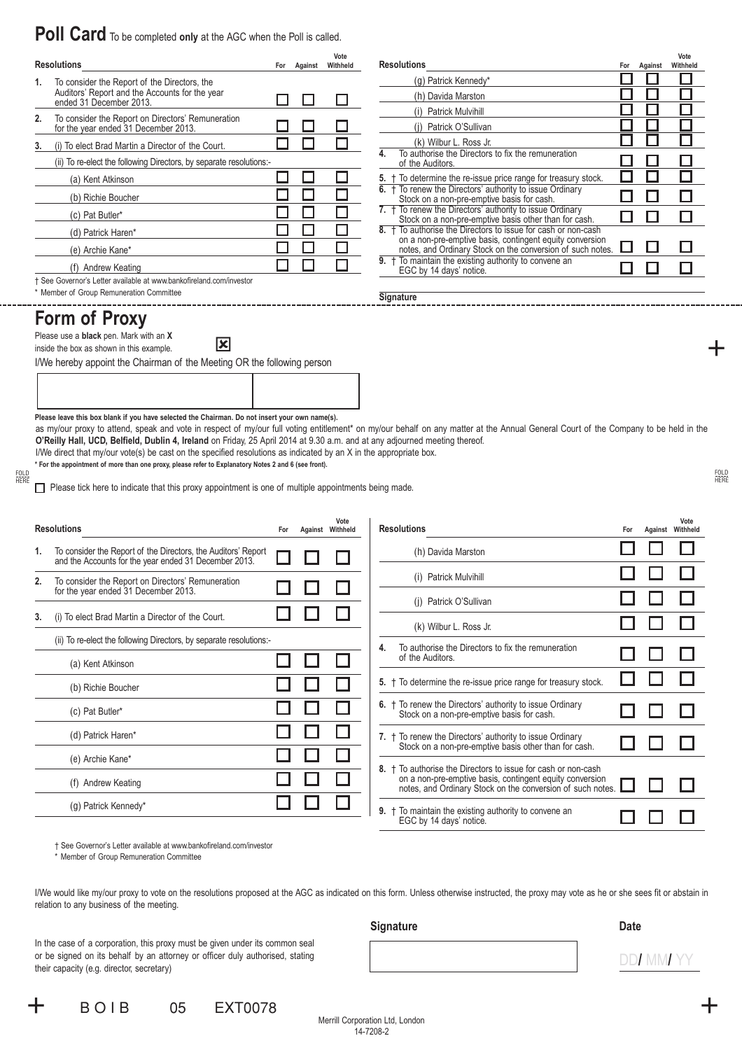# Poll Card

To be completed **only** at the AGC when the Poll is called.

| Resolutions | For | Against | Vote Withheld |
|---|---|---|---|
| **1.** To consider the Report of the Directors, the Auditors' Report and the Accounts for the year ended 31 December 2013. | ☐ | ☐ | ☐ |
| **2.** To consider the Report on Directors' Remuneration for the year ended 31 December 2013. | ☐ | ☐ | ☐ |
| **3.** (i) To elect Brad Martin a Director of the Court. | ☐ | ☐ | ☐ |
| (ii) To re-elect the following Directors, by separate resolutions:- | | | |
| (a) Kent Atkinson | ☐ | ☐ | ☐ |
| (b) Richie Boucher | ☐ | ☐ | ☐ |
| (c) Pat Butler* | ☐ | ☐ | ☐ |
| (d) Patrick Haren* | ☐ | ☐ | ☐ |
| (e) Archie Kane* | ☐ | ☐ | ☐ |
| (f) Andrew Keating | ☐ | ☐ | ☐ |
| (g) Patrick Kennedy* | ☐ | ☐ | ☐ |
| (h) Davida Marston | ☐ | ☐ | ☐ |
| (i) Patrick Mulvihill | ☐ | ☐ | ☐ |
| (j) Patrick O'Sullivan | ☐ | ☐ | ☐ |
| (k) Wilbur L. Ross Jr. | ☐ | ☐ | ☐ |
| **4.** To authorise the Directors to fix the remuneration of the Auditors. | ☐ | ☐ | ☐ |
| **5.** † To determine the re-issue price range for treasury stock. | ☐ | ☐ | ☐ |
| **6.** † To renew the Directors' authority to issue Ordinary Stock on a non-pre-emptive basis for cash. | ☐ | ☐ | ☐ |
| **7.** † To renew the Directors' authority to issue Ordinary Stock on a non-pre-emptive basis other than for cash. | ☐ | ☐ | ☐ |
| **8.** † To authorise the Directors to issue for cash or non-cash on a non-pre-emptive basis, contingent equity conversion notes, and Ordinary Stock on the conversion of such notes. | ☐ | ☐ | ☐ |
| **9.** † To maintain the existing authority to convene an EGC by 14 days' notice. | ☐ | ☐ | ☐ |

† See Governor's Letter available at www.bankofireland.com/investor

\* Member of Group Remuneration Committee

**Signature**

---

# Form of Proxy

Please use a **black** pen. Mark with an **X** inside the box as shown in this example. ☒

I/We hereby appoint the Chairman of the Meeting OR the following person

**Please leave this box blank if you have selected the Chairman. Do not insert your own name(s).**

as my/our proxy to attend, speak and vote in respect of my/our full voting entitlement* on my/our behalf on any matter at the Annual General Court of the Company to be held in the **O'Reilly Hall, UCD, Belfield, Dublin 4, Ireland** on Friday, 25 April 2014 at 9.30 a.m. and at any adjourned meeting thereof.

I/We direct that my/our vote(s) be cast on the specified resolutions as indicated by an X in the appropriate box.

**\* For the appointment of more than one proxy, please refer to Explanatory Notes 2 and 6 (see front).**

☐ Please tick here to indicate that this proxy appointment is one of multiple appointments being made.

| Resolutions | For | Against | Vote Withheld |
|---|---|---|---|
| **1.** To consider the Report of the Directors, the Auditors' Report and the Accounts for the year ended 31 December 2013. | ☐ | ☐ | ☐ |
| **2.** To consider the Report on Directors' Remuneration for the year ended 31 December 2013. | ☐ | ☐ | ☐ |
| **3.** (i) To elect Brad Martin a Director of the Court. | ☐ | ☐ | ☐ |
| (ii) To re-elect the following Directors, by separate resolutions:- | | | |
| (a) Kent Atkinson | ☐ | ☐ | ☐ |
| (b) Richie Boucher | ☐ | ☐ | ☐ |
| (c) Pat Butler* | ☐ | ☐ | ☐ |
| (d) Patrick Haren* | ☐ | ☐ | ☐ |
| (e) Archie Kane* | ☐ | ☐ | ☐ |
| (f) Andrew Keating | ☐ | ☐ | ☐ |
| (g) Patrick Kennedy* | ☐ | ☐ | ☐ |
| (h) Davida Marston | ☐ | ☐ | ☐ |
| (i) Patrick Mulvihill | ☐ | ☐ | ☐ |
| (j) Patrick O'Sullivan | ☐ | ☐ | ☐ |
| (k) Wilbur L. Ross Jr. | ☐ | ☐ | ☐ |
| **4.** To authorise the Directors to fix the remuneration of the Auditors. | ☐ | ☐ | ☐ |
| **5.** † To determine the re-issue price range for treasury stock. | ☐ | ☐ | ☐ |
| **6.** † To renew the Directors' authority to issue Ordinary Stock on a non-pre-emptive basis for cash. | ☐ | ☐ | ☐ |
| **7.** † To renew the Directors' authority to issue Ordinary Stock on a non-pre-emptive basis other than for cash. | ☐ | ☐ | ☐ |
| **8.** † To authorise the Directors to issue for cash or non-cash on a non-pre-emptive basis, contingent equity conversion notes, and Ordinary Stock on the conversion of such notes. | ☐ | ☐ | ☐ |
| **9.** † To maintain the existing authority to convene an EGC by 14 days' notice. | ☐ | ☐ | ☐ |

† See Governor's Letter available at www.bankofireland.com/investor

\* Member of Group Remuneration Committee

I/We would like my/our proxy to vote on the resolutions proposed at the AGC as indicated on this form. Unless otherwise instructed, the proxy may vote as he or she sees fit or abstain in relation to any business of the meeting.

In the case of a corporation, this proxy must be given under its common seal or be signed on its behalf by an attorney or officer duly authorised, stating their capacity (e.g. director, secretary)

**Signature**

**Date**

DD/ MM/ YY

B O I B 05 EXT0078

Merrill Corporation Ltd, London
14-7208-2